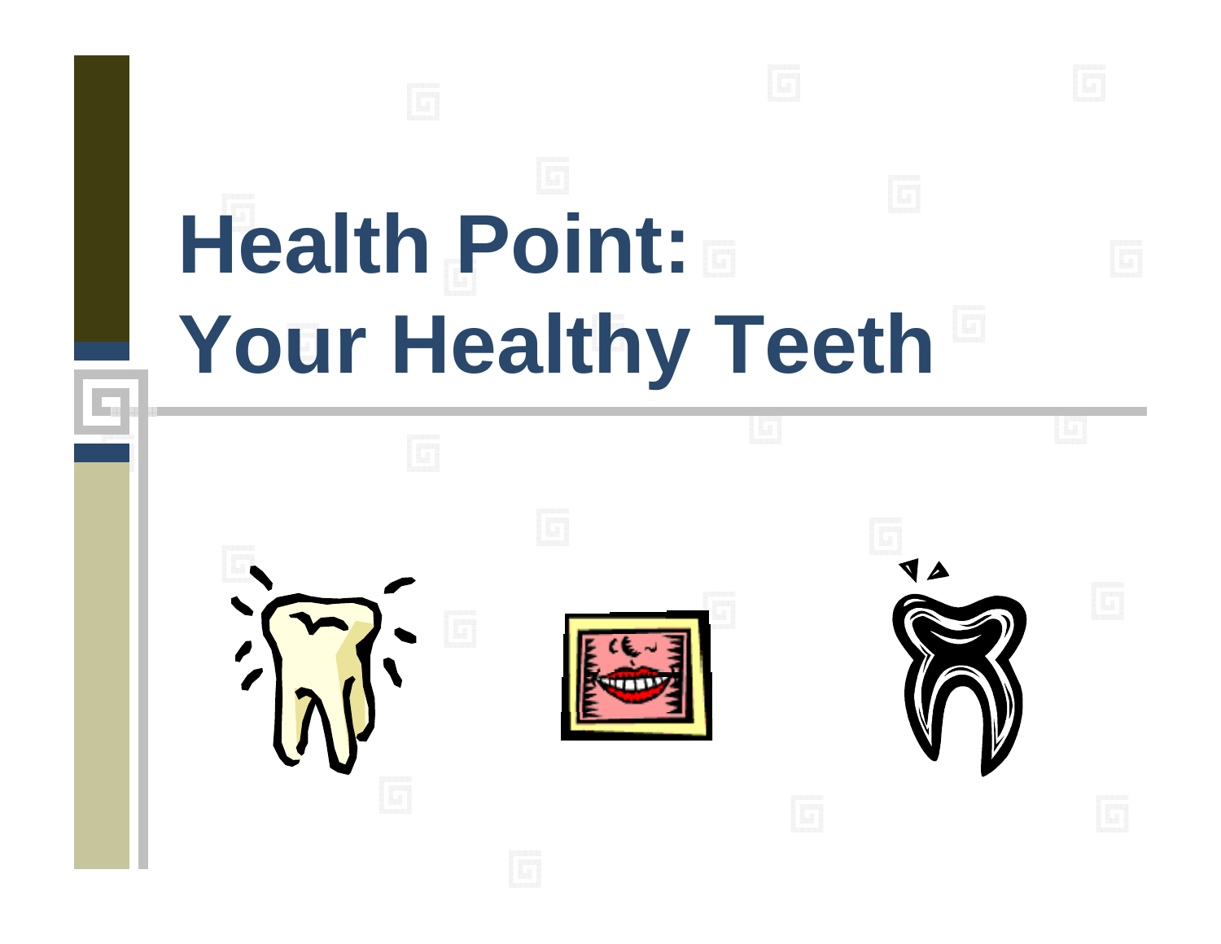# Health Point: Your Healthy Teeth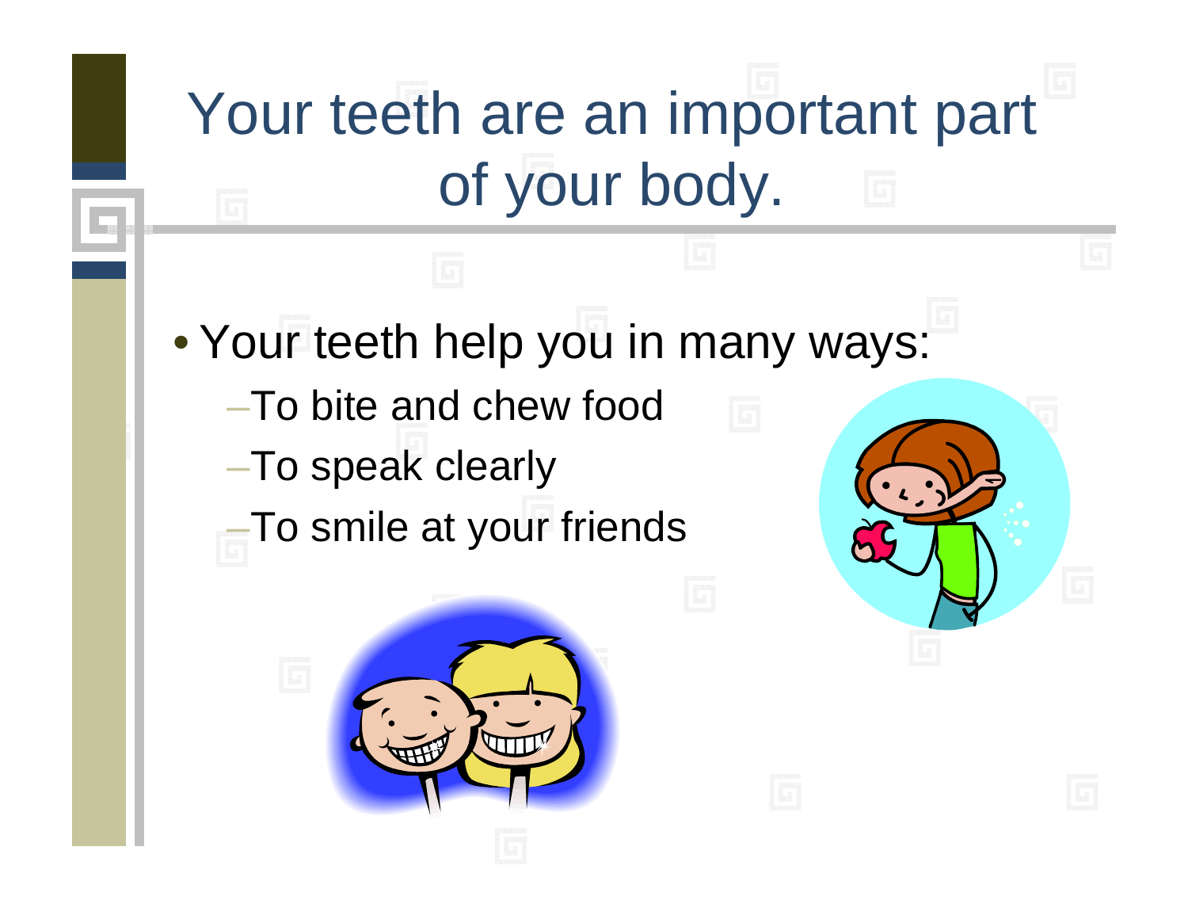# Your teeth are an important part of your body.

- Your teeth help you in many ways:
  - To bite and chew food
  - To speak clearly
  - To smile at your friends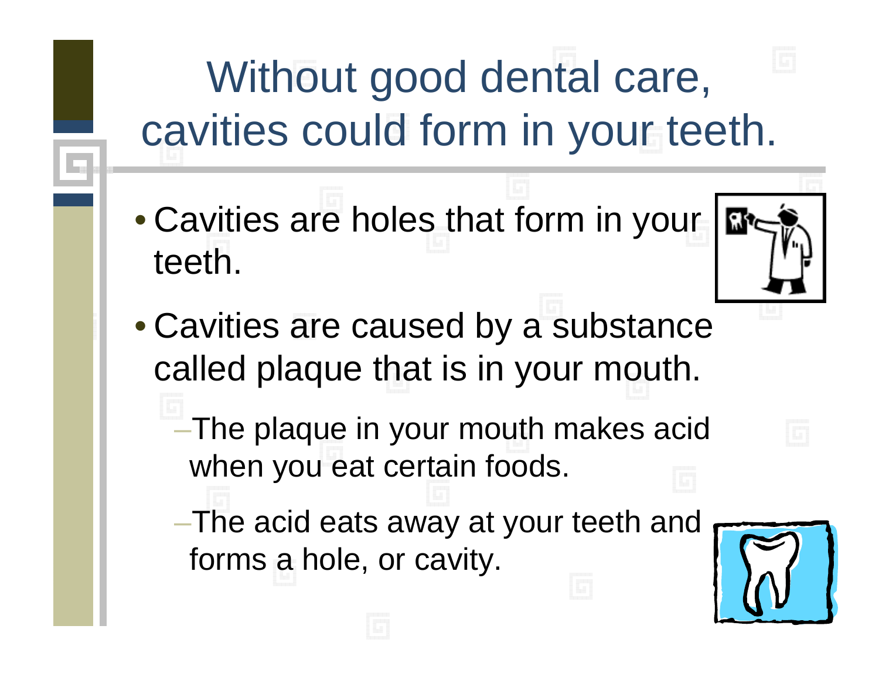# Without good dental care, cavities could form in your teeth.

- Cavities are holes that form in your teeth.
- Cavities are caused by a substance called plaque that is in your mouth.
  - The plaque in your mouth makes acid when you eat certain foods.
  - The acid eats away at your teeth and forms a hole, or cavity.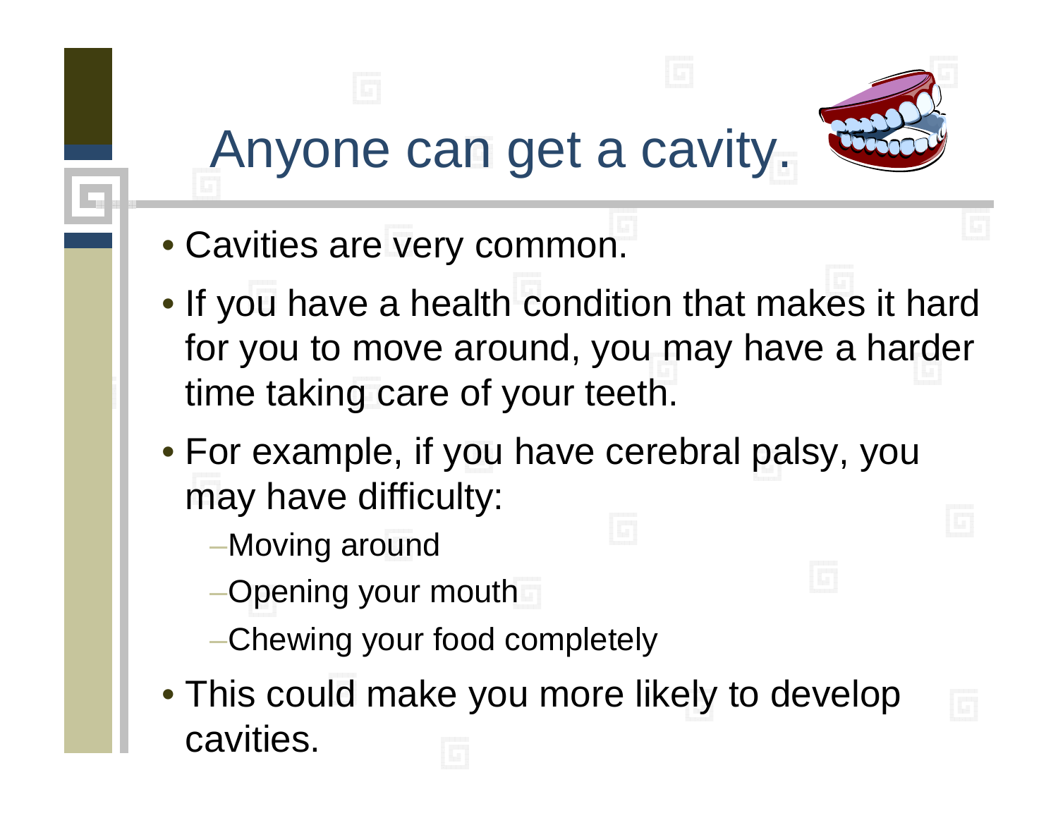# Anyone can get a cavity.

- Cavities are very common.
- If you have a health condition that makes it hard for you to move around, you may have a harder time taking care of your teeth.
- For example, if you have cerebral palsy, you may have difficulty:
  - Moving around
  - Opening your mouth
  - Chewing your food completely
- This could make you more likely to develop cavities.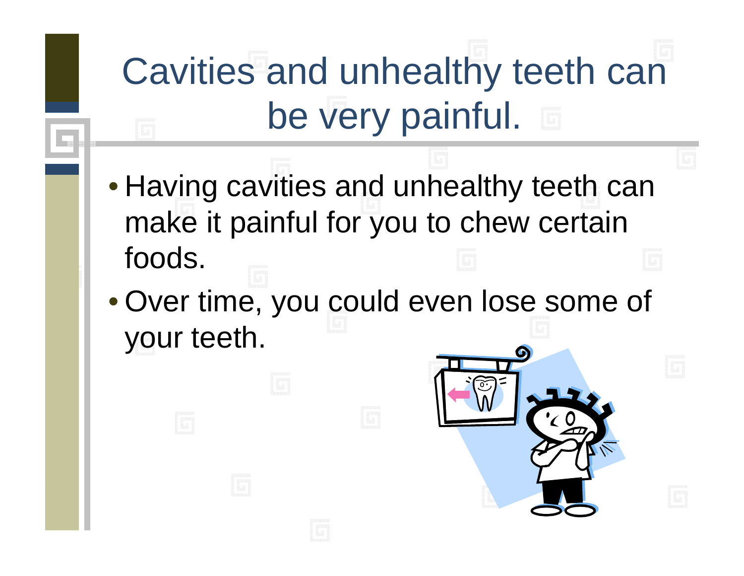# Cavities and unhealthy teeth can be very painful.

- Having cavities and unhealthy teeth can make it painful for you to chew certain foods.
- Over time, you could even lose some of your teeth.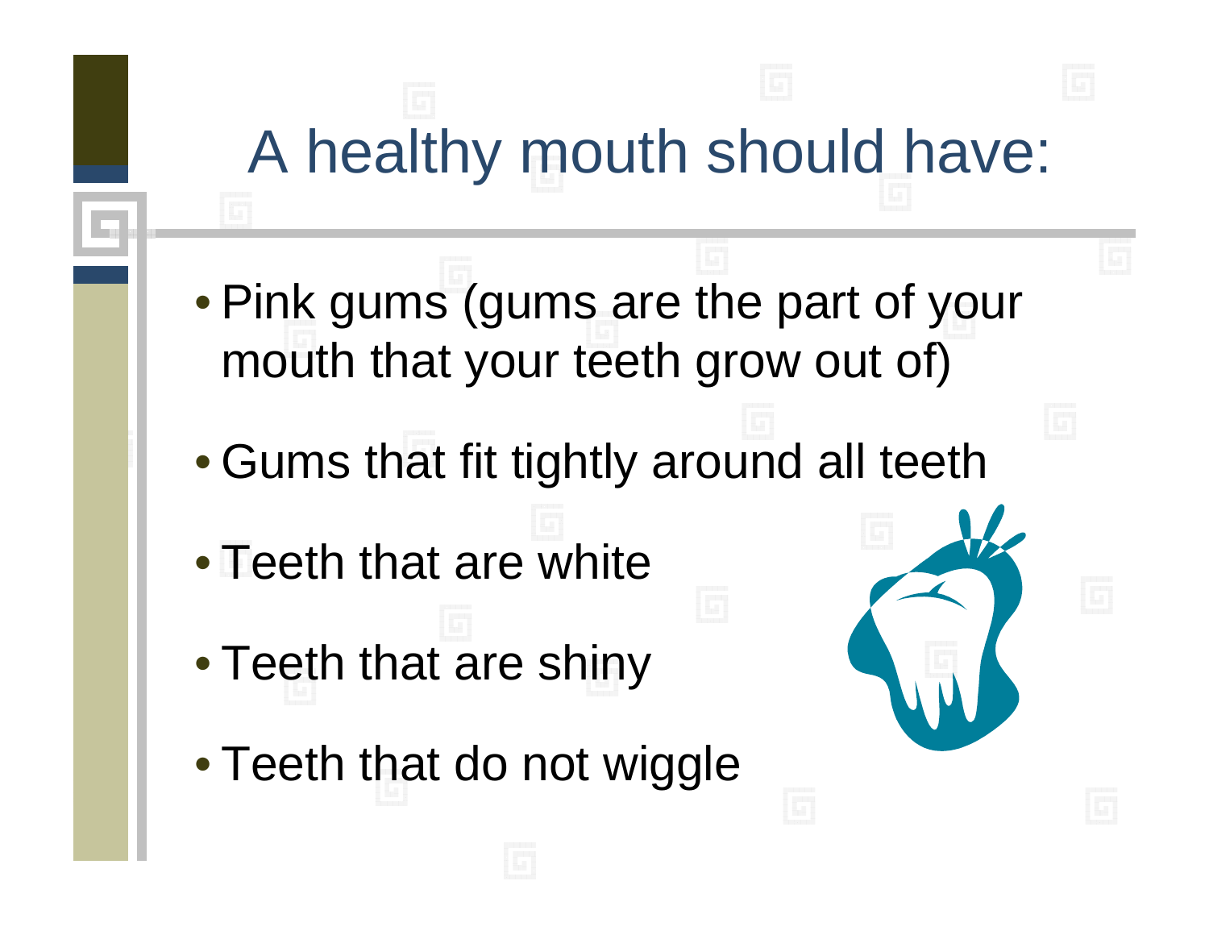# A healthy mouth should have:

- Pink gums (gums are the part of your mouth that your teeth grow out of)
- Gums that fit tightly around all teeth
- Teeth that are white
- Teeth that are shiny
- Teeth that do not wiggle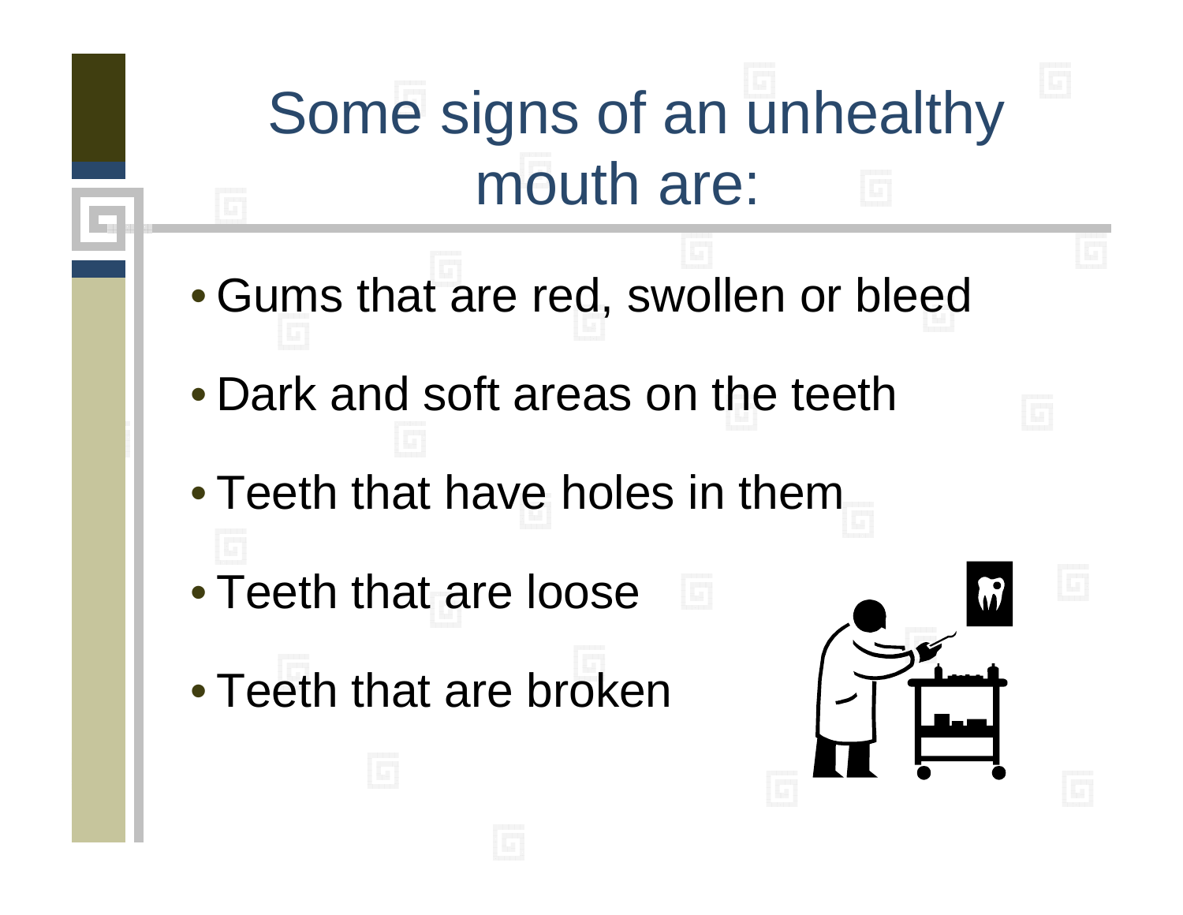# Some signs of an unhealthy mouth are:

- Gums that are red, swollen or bleed
- Dark and soft areas on the teeth
- Teeth that have holes in them
- Teeth that are loose
- Teeth that are broken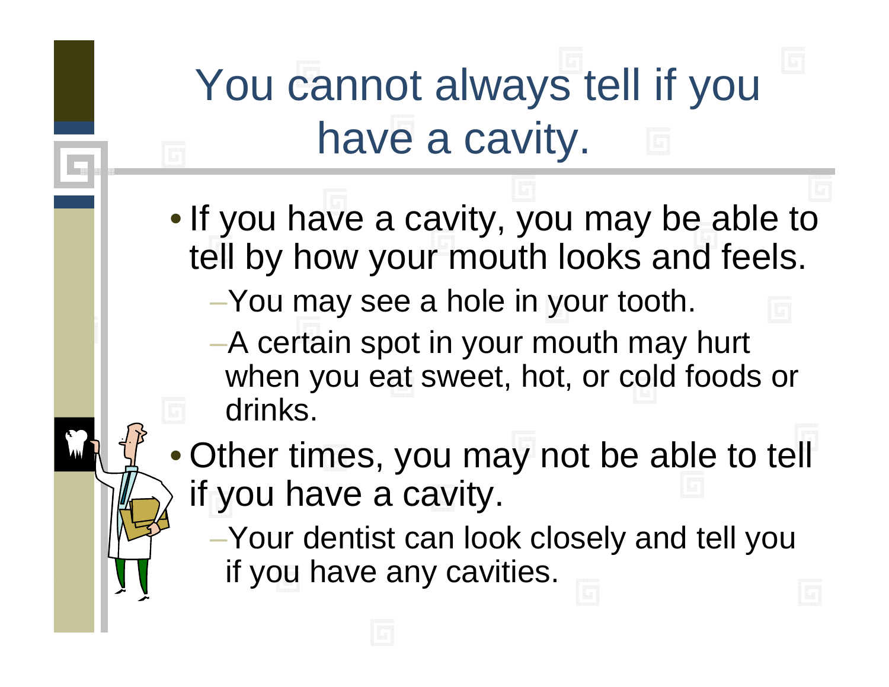# You cannot always tell if you have a cavity.

- If you have a cavity, you may be able to tell by how your mouth looks and feels.
  - You may see a hole in your tooth.
  - A certain spot in your mouth may hurt when you eat sweet, hot, or cold foods or drinks.
- Other times, you may not be able to tell if you have a cavity.
  - Your dentist can look closely and tell you if you have any cavities.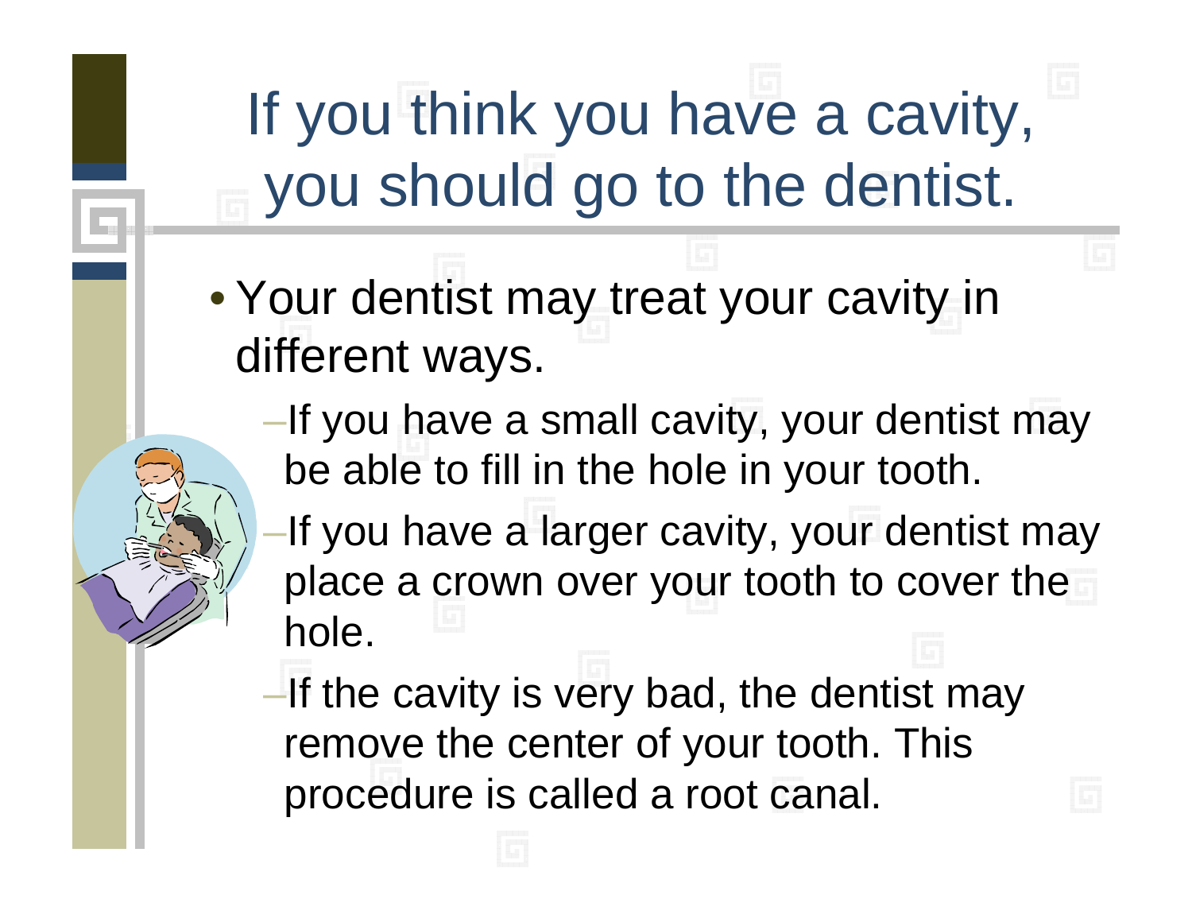# If you think you have a cavity, you should go to the dentist.

- Your dentist may treat your cavity in different ways.
  - If you have a small cavity, your dentist may be able to fill in the hole in your tooth.
  - If you have a larger cavity, your dentist may place a crown over your tooth to cover the hole.
  - If the cavity is very bad, the dentist may remove the center of your tooth. This procedure is called a root canal.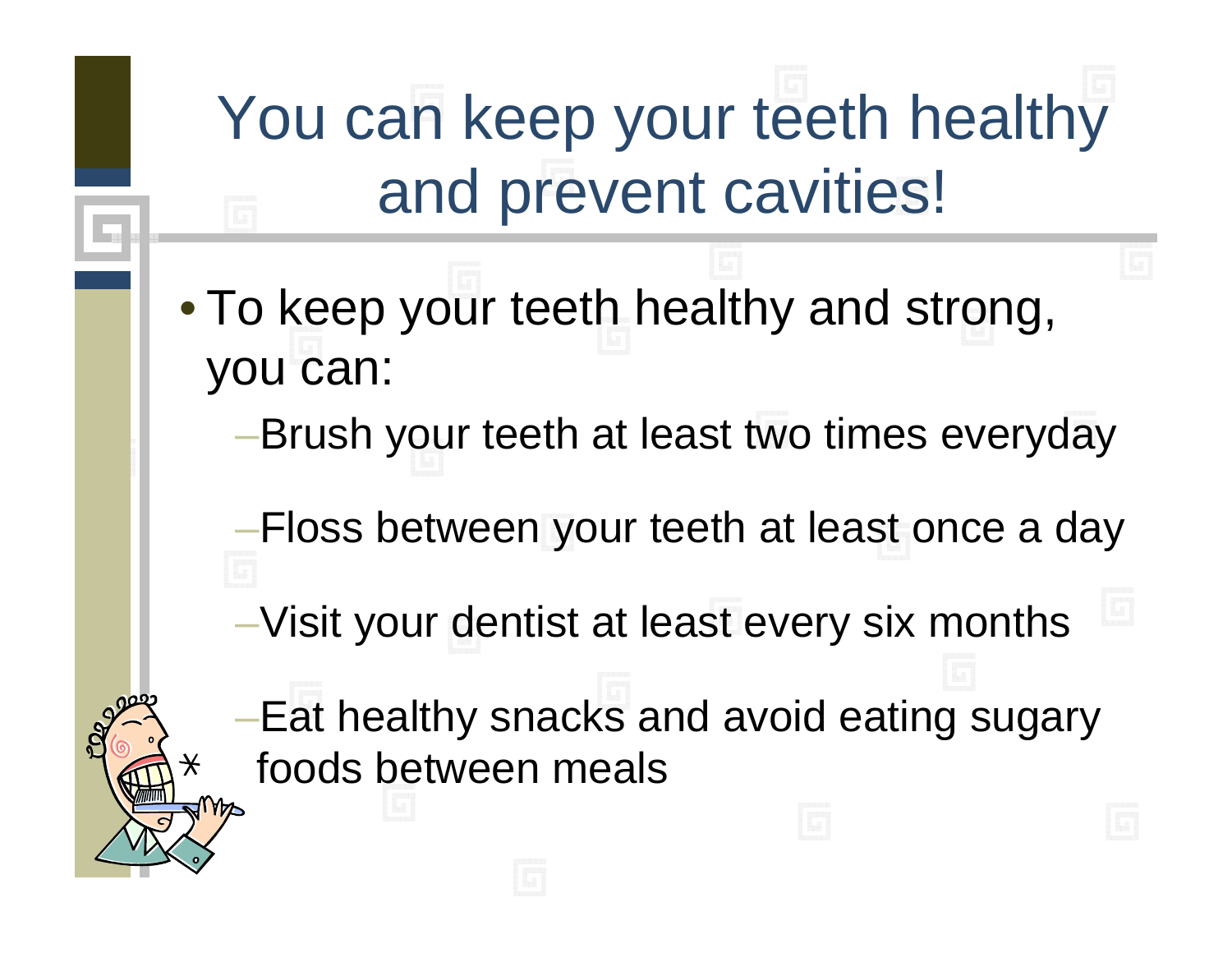# You can keep your teeth healthy and prevent cavities!

- To keep your teeth healthy and strong, you can:
  - Brush your teeth at least two times everyday
  - Floss between your teeth at least once a day
  - Visit your dentist at least every six months
  - Eat healthy snacks and avoid eating sugary foods between meals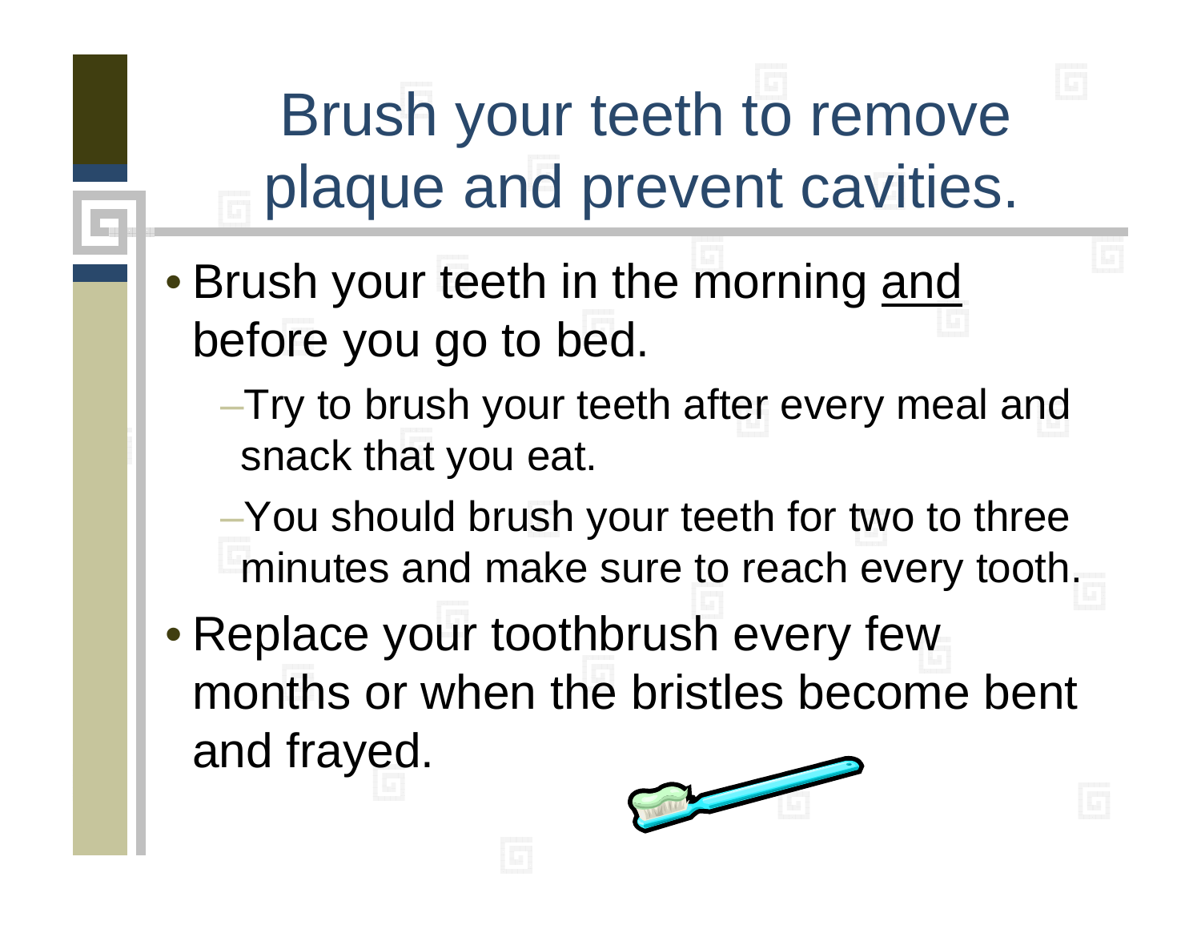# Brush your teeth to remove plaque and prevent cavities.

- Brush your teeth in the morning <u>and</u> before you go to bed.
  - Try to brush your teeth after every meal and snack that you eat.
  - You should brush your teeth for two to three minutes and make sure to reach every tooth.
- Replace your toothbrush every few months or when the bristles become bent and frayed.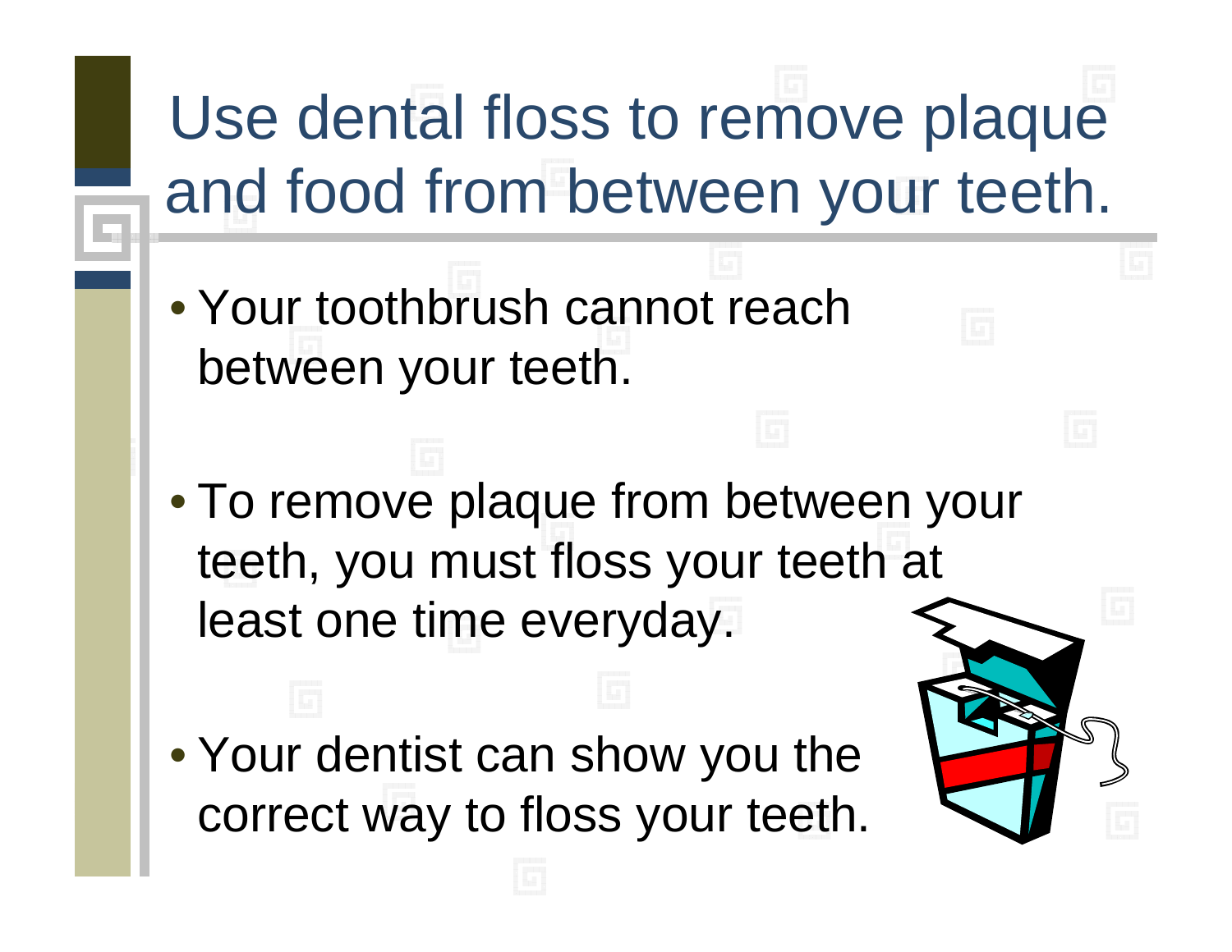# Use dental floss to remove plaque and food from between your teeth.

- Your toothbrush cannot reach between your teeth.
- To remove plaque from between your teeth, you must floss your teeth at least one time everyday.
- Your dentist can show you the correct way to floss your teeth.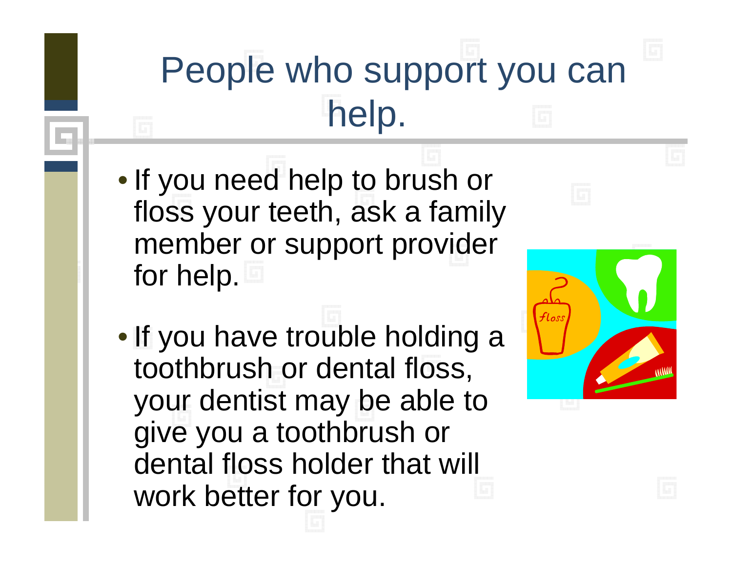# People who support you can help.

- If you need help to brush or floss your teeth, ask a family member or support provider for help.
- If you have trouble holding a toothbrush or dental floss, your dentist may be able to give you a toothbrush or dental floss holder that will work better for you.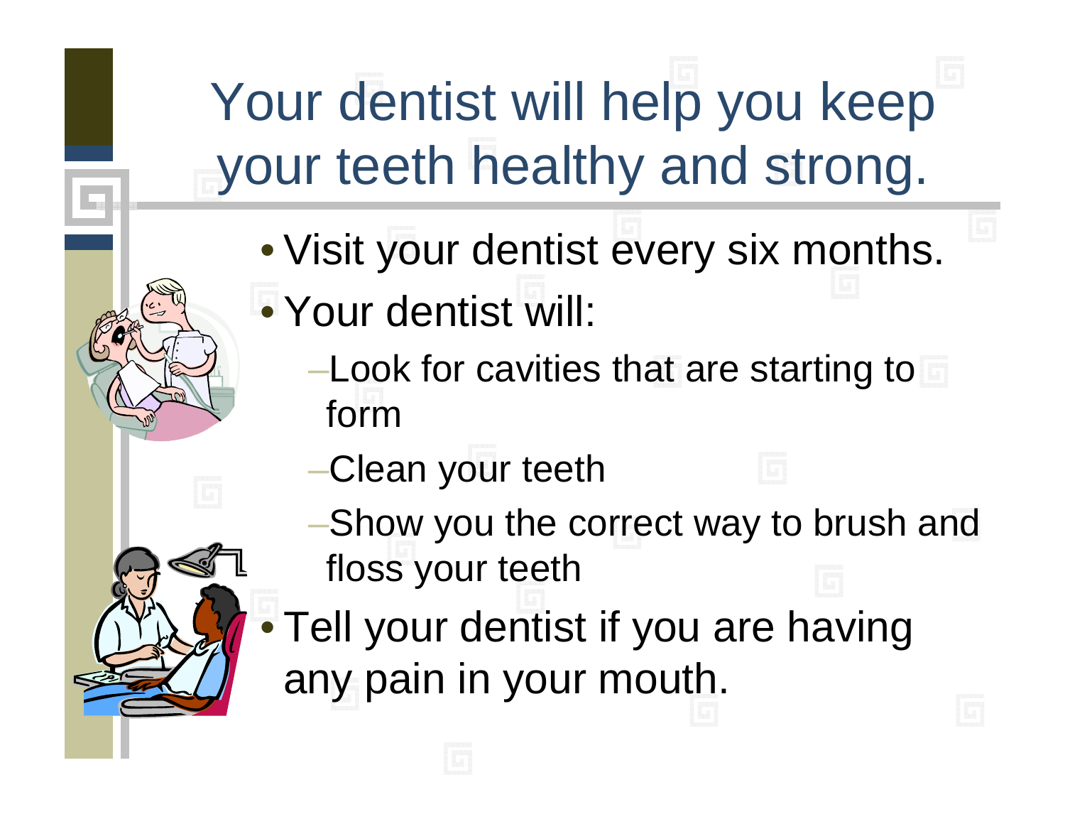# Your dentist will help you keep your teeth healthy and strong.

- Visit your dentist every six months.
- Your dentist will:
  - Look for cavities that are starting to form
  - Clean your teeth
  - Show you the correct way to brush and floss your teeth
- Tell your dentist if you are having any pain in your mouth.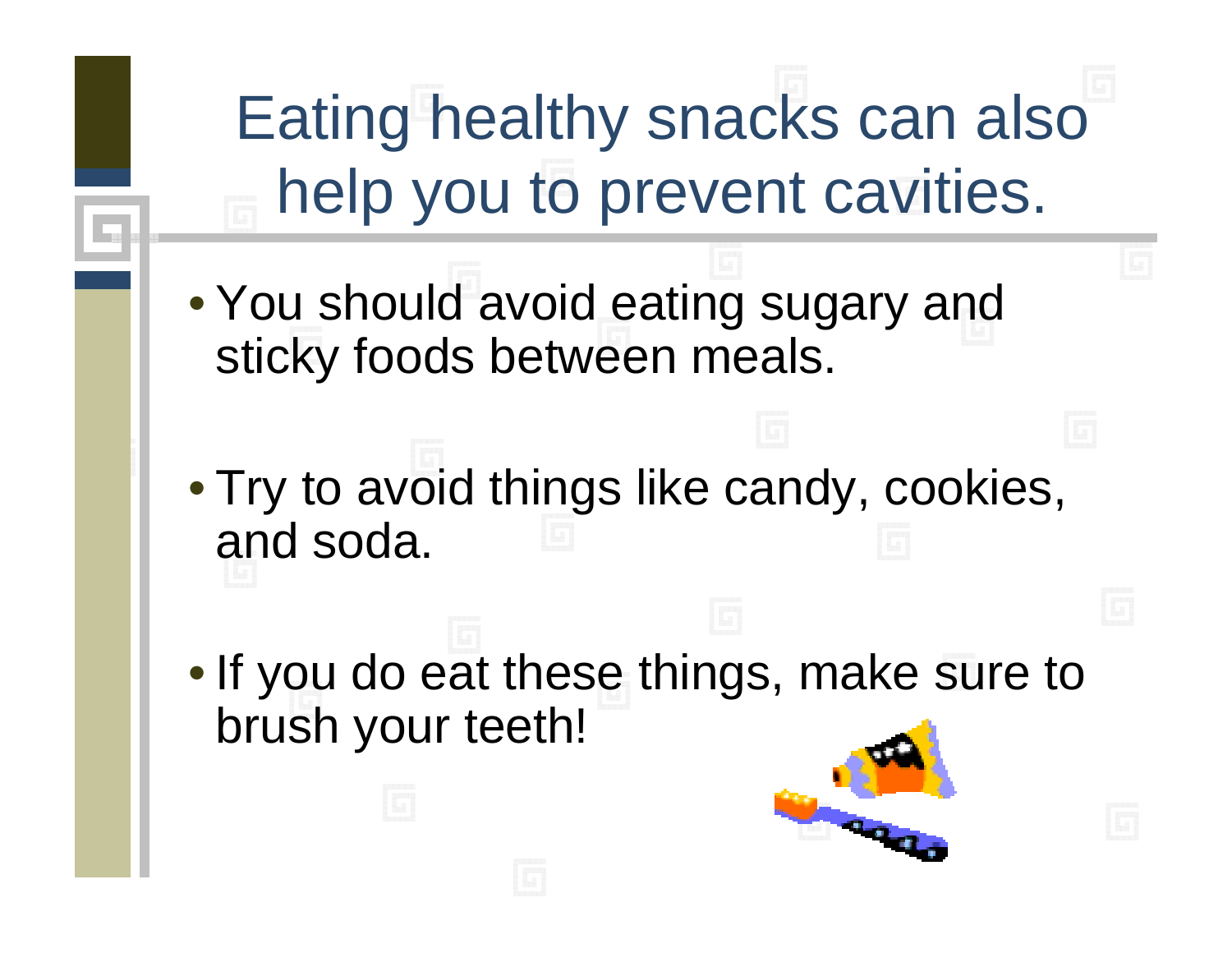# Eating healthy snacks can also help you to prevent cavities.

- You should avoid eating sugary and sticky foods between meals.
- Try to avoid things like candy, cookies, and soda.
- If you do eat these things, make sure to brush your teeth!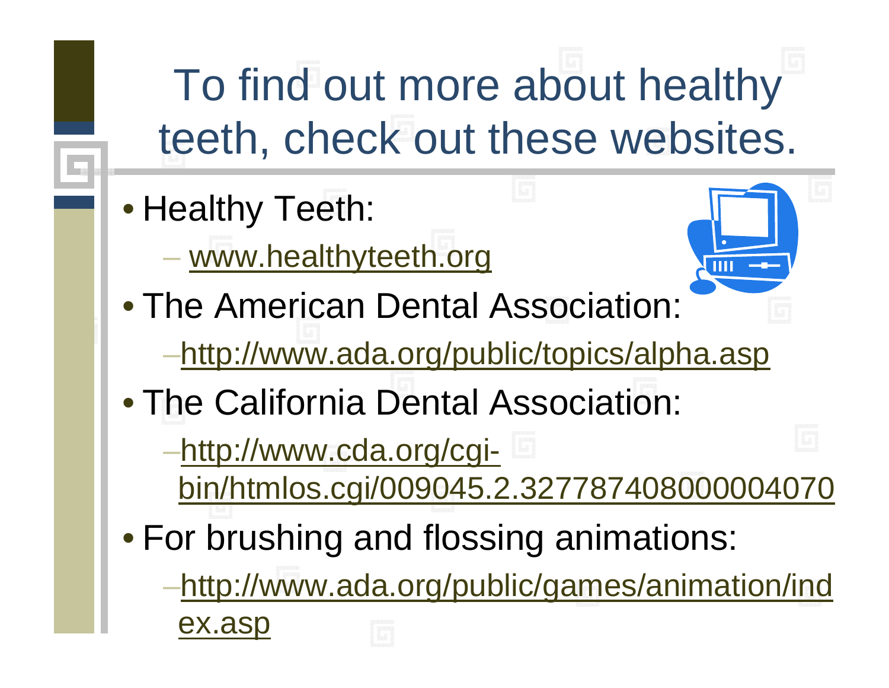# To find out more about healthy teeth, check out these websites.

- Healthy Teeth:
  - www.healthyteeth.org
- The American Dental Association:
  - http://www.ada.org/public/topics/alpha.asp
- The California Dental Association:
  - http://www.cda.org/cgi-bin/htmlos.cgi/009045.2.327787408000004070
- For brushing and flossing animations:
  - http://www.ada.org/public/games/animation/index.asp